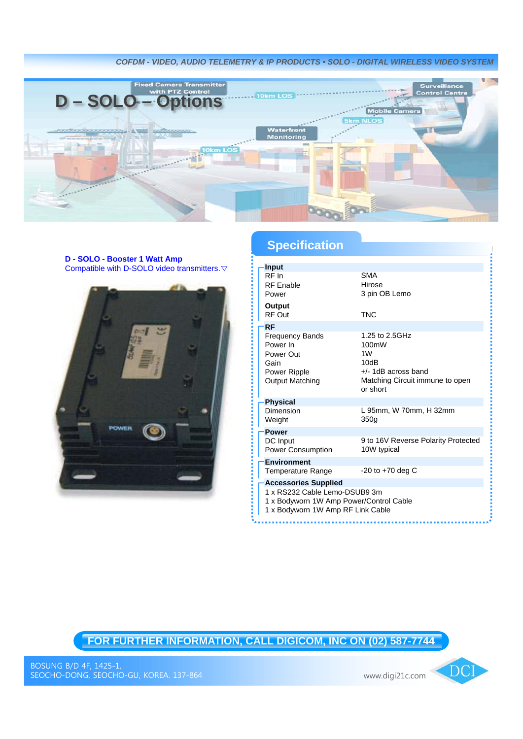COFDM - VIDEO, AUDIO TELEMETRY & IP PRODUCTS • SOLO - DIGITAL WIRELESS VIDEO SYSTEM

# D – SOLO – Options

**D - SOLO - Booster 1 Watt Amp**
Compatible with D-SOLO video transmitters.▽

## Specification

| | |
|---|---|
| **Input** | |
| RF In | SMA |
| RF Enable | Hirose |
| Power | 3 pin OB Lemo |
| **Output** | |
| RF Out | TNC |
| **RF** | |
| Frequency Bands | 1.25 to 2.5GHz |
| Power In | 100mW |
| Power Out | 1W |
| Gain | 10dB |
| Power Ripple | +/- 1dB across band |
| Output Matching | Matching Circuit immune to open or short |
| **Physical** | |
| Dimension | L 95mm, W 70mm, H 32mm |
| Weight | 350g |
| **Power** | |
| DC Input | 9 to 16V Reverse Polarity Protected |
| Power Consumption | 10W typical |
| **Environment** | |
| Temperature Range | -20 to +70 deg C |

**Accessories Supplied**

1 x RS232 Cable Lemo-DSUB9 3m
1 x Bodyworn 1W Amp Power/Control Cable
1 x Bodyworn 1W Amp RF Link Cable

**FOR FURTHER INFORMATION, CALL DIGICOM, INC ON (02) 587-7744**

BOSUNG B/D 4F, 1425-1,
SEOCHO-DONG, SEOCHO-GU, KOREA. 137-864

www.digi21c.com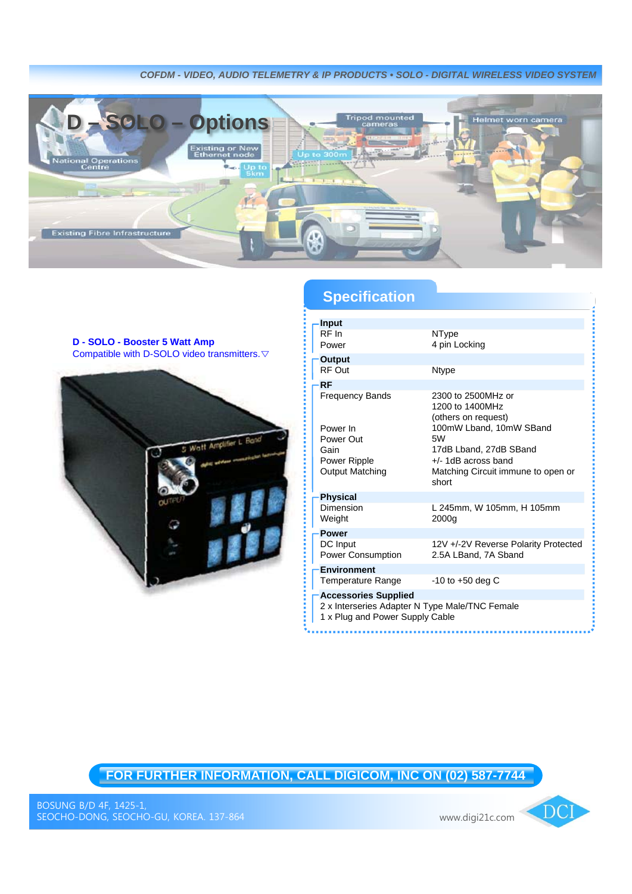COFDM - VIDEO, AUDIO TELEMETRY & IP PRODUCTS • SOLO - DIGITAL WIRELESS VIDEO SYSTEM

# D – SOLO – Options

National Operations Centre

Existing or New Ethernet node

Up to 5km

Up to 300m

Tripod mounted cameras

Helmet worn camera

Existing Fibre Infrastructure

**D - SOLO - Booster 5 Watt Amp**
Compatible with D-SOLO video transmitters.▽

## Specification

| | |
|---|---|
| **Input** | |
| RF In | NType |
| Power | 4 pin Locking |
| **Output** | |
| RF Out | Ntype |
| **RF** | |
| Frequency Bands | 2300 to 2500MHz or 1200 to 1400MHz (others on request) |
| Power In | 100mW Lband, 10mW SBand |
| Power Out | 5W |
| Gain | 17dB Lband, 27dB SBand |
| Power Ripple | +/- 1dB across band |
| Output Matching | Matching Circuit immune to open or short |
| **Physical** | |
| Dimension | L 245mm, W 105mm, H 105mm |
| Weight | 2000g |
| **Power** | |
| DC Input | 12V +/-2V Reverse Polarity Protected |
| Power Consumption | 2.5A LBand, 7A Sband |
| **Environment** | |
| Temperature Range | -10 to +50 deg C |
| **Accessories Supplied** | |
| 2 x Interseries Adapter N Type Male/TNC Female | |
| 1 x Plug and Power Supply Cable | |

**FOR FURTHER INFORMATION, CALL DIGICOM, INC ON (02) 587-7744**

BOSUNG B/D 4F, 1425-1,
SEOCHO-DONG, SEOCHO-GU, KOREA. 137-864

www.digi21c.com

DCI